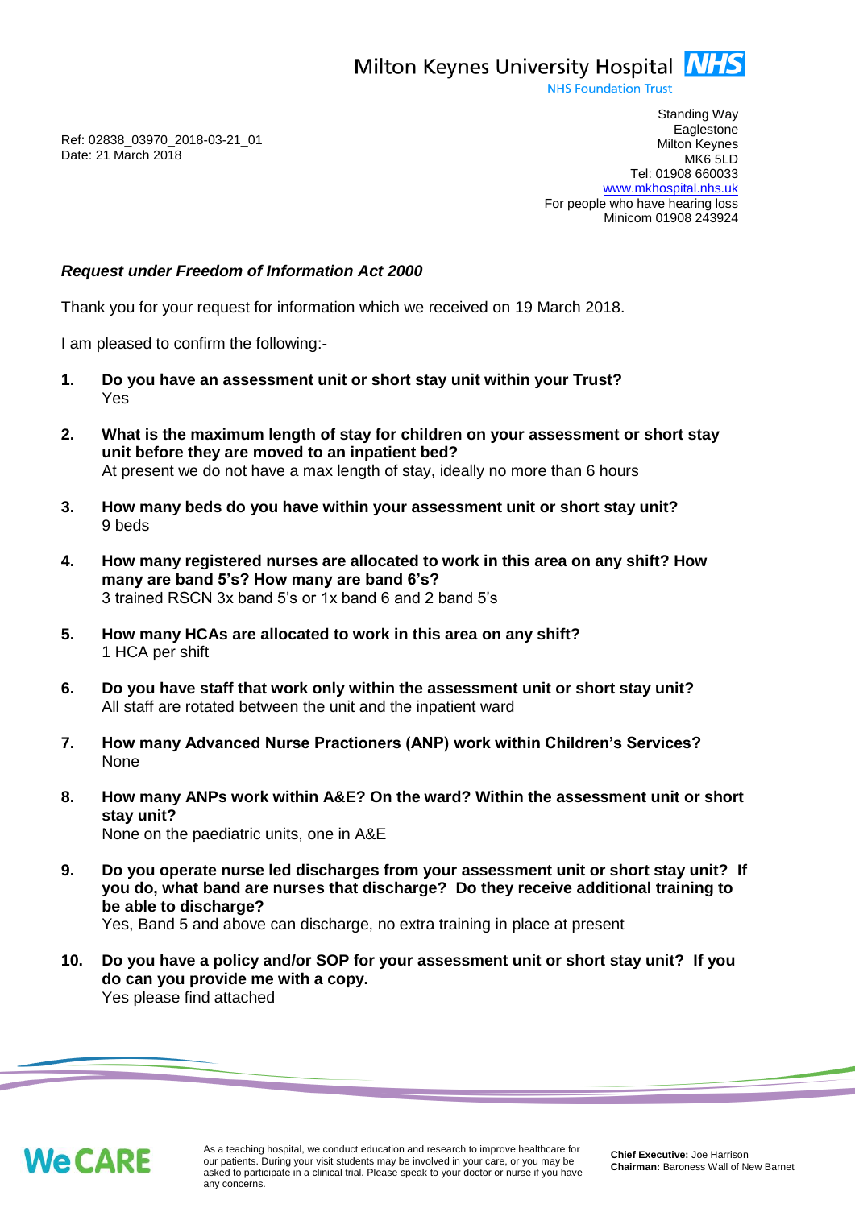Milton Keynes University Hospital **NHS**
NHS Foundation Trust

Standing Way
Eaglestone
Milton Keynes
MK6 5LD
Tel: 01908 660033
www.mkhospital.nhs.uk
For people who have hearing loss
Minicom 01908 243924

Ref: 02838_03970_2018-03-21_01
Date: 21 March 2018

***Request under Freedom of Information Act 2000***

Thank you for your request for information which we received on 19 March 2018.

I am pleased to confirm the following:-

1. **Do you have an assessment unit or short stay unit within your Trust?**
   Yes

2. **What is the maximum length of stay for children on your assessment or short stay unit before they are moved to an inpatient bed?**
   At present we do not have a max length of stay, ideally no more than 6 hours

3. **How many beds do you have within your assessment unit or short stay unit?**
   9 beds

4. **How many registered nurses are allocated to work in this area on any shift? How many are band 5's? How many are band 6's?**
   3 trained RSCN 3x band 5's or 1x band 6 and 2 band 5's

5. **How many HCAs are allocated to work in this area on any shift?**
   1 HCA per shift

6. **Do you have staff that work only within the assessment unit or short stay unit?**
   All staff are rotated between the unit and the inpatient ward

7. **How many Advanced Nurse Practioners (ANP) work within Children's Services?**
   None

8. **How many ANPs work within A&E? On the ward? Within the assessment unit or short stay unit?**
   None on the paediatric units, one in A&E

9. **Do you operate nurse led discharges from your assessment unit or short stay unit? If you do, what band are nurses that discharge? Do they receive additional training to be able to discharge?**
   Yes, Band 5 and above can discharge, no extra training in place at present

10. **Do you have a policy and/or SOP for your assessment unit or short stay unit? If you do can you provide me with a copy.**
    Yes please find attached

**We CARE**

As a teaching hospital, we conduct education and research to improve healthcare for our patients. During your visit students may be involved in your care, or you may be asked to participate in a clinical trial. Please speak to your doctor or nurse if you have any concerns.

**Chief Executive:** Joe Harrison
**Chairman:** Baroness Wall of New Barnet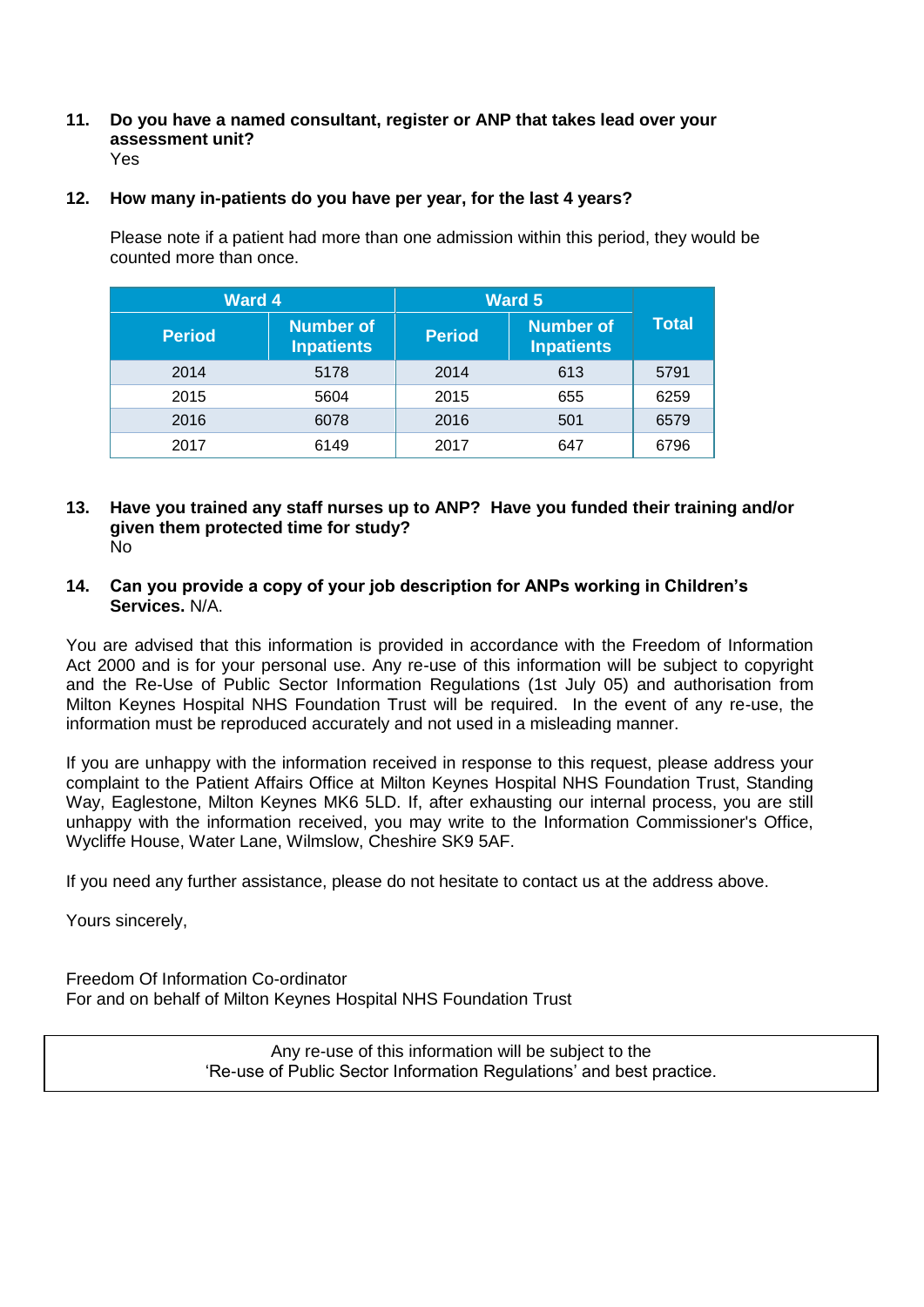**11. Do you have a named consultant, register or ANP that takes lead over your assessment unit?**
Yes

**12. How many in-patients do you have per year, for the last 4 years?**

Please note if a patient had more than one admission within this period, they would be counted more than once.

| Ward 4 | | Ward 5 | | Total |
|---|---|---|---|---|
| **Period** | **Number of Inpatients** | **Period** | **Number of Inpatients** | |
| 2014 | 5178 | 2014 | 613 | 5791 |
| 2015 | 5604 | 2015 | 655 | 6259 |
| 2016 | 6078 | 2016 | 501 | 6579 |
| 2017 | 6149 | 2017 | 647 | 6796 |

**13. Have you trained any staff nurses up to ANP? Have you funded their training and/or given them protected time for study?**
No

**14. Can you provide a copy of your job description for ANPs working in Children's Services.** N/A.

You are advised that this information is provided in accordance with the Freedom of Information Act 2000 and is for your personal use. Any re-use of this information will be subject to copyright and the Re-Use of Public Sector Information Regulations (1st July 05) and authorisation from Milton Keynes Hospital NHS Foundation Trust will be required. In the event of any re-use, the information must be reproduced accurately and not used in a misleading manner.

If you are unhappy with the information received in response to this request, please address your complaint to the Patient Affairs Office at Milton Keynes Hospital NHS Foundation Trust, Standing Way, Eaglestone, Milton Keynes MK6 5LD. If, after exhausting our internal process, you are still unhappy with the information received, you may write to the Information Commissioner's Office, Wycliffe House, Water Lane, Wilmslow, Cheshire SK9 5AF.

If you need any further assistance, please do not hesitate to contact us at the address above.

Yours sincerely,

Freedom Of Information Co-ordinator
For and on behalf of Milton Keynes Hospital NHS Foundation Trust

Any re-use of this information will be subject to the 'Re-use of Public Sector Information Regulations' and best practice.